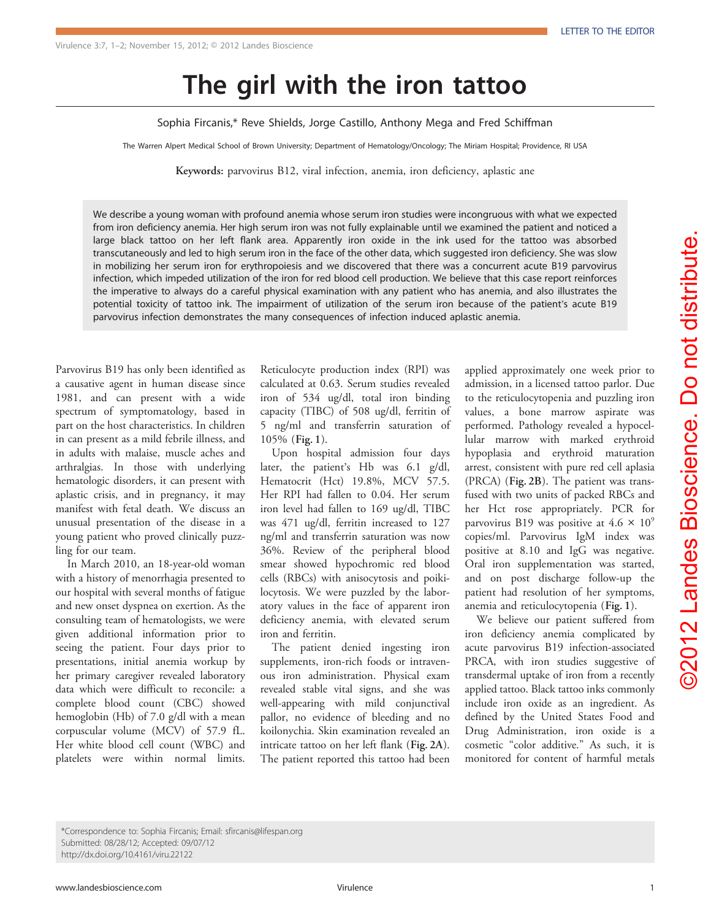LETTER TO THE EDITOR

# The girl with the iron tattoo

Sophia Fircanis,* Reve Shields, Jorge Castillo, Anthony Mega and Fred Schiffman

The Warren Alpert Medical School of Brown University; Department of Hematology/Oncology; The Miriam Hospital; Providence, RI USA

**Keywords:** parvovirus B12, viral infection, anemia, iron deficiency, aplastic ane

We describe a young woman with profound anemia whose serum iron studies were incongruous with what we expected from iron deficiency anemia. Her high serum iron was not fully explainable until we examined the patient and noticed a large black tattoo on her left flank area. Apparently iron oxide in the ink used for the tattoo was absorbed transcutaneously and led to high serum iron in the face of the other data, which suggested iron deficiency. She was slow in mobilizing her serum iron for erythropoiesis and we discovered that there was a concurrent acute B19 parvovirus infection, which impeded utilization of the iron for red blood cell production. We believe that this case report reinforces the imperative to always do a careful physical examination with any patient who has anemia, and also illustrates the potential toxicity of tattoo ink. The impairment of utilization of the serum iron because of the patient's acute B19 parvovirus infection demonstrates the many consequences of infection induced aplastic anemia.

Parvovirus B19 has only been identified as a causative agent in human disease since 1981, and can present with a wide spectrum of symptomatology, based in part on the host characteristics. In children in can present as a mild febrile illness, and in adults with malaise, muscle aches and arthralgias. In those with underlying hematologic disorders, it can present with aplastic crisis, and in pregnancy, it may manifest with fetal death. We discuss an unusual presentation of the disease in a young patient who proved clinically puzzling for our team.

In March 2010, an 18-year-old woman with a history of menorrhagia presented to our hospital with several months of fatigue and new onset dyspnea on exertion. As the consulting team of hematologists, we were given additional information prior to seeing the patient. Four days prior to presentations, initial anemia workup by her primary caregiver revealed laboratory data which were difficult to reconcile: a complete blood count (CBC) showed hemoglobin (Hb) of 7.0 g/dl with a mean corpuscular volume (MCV) of 57.9 fL. Her white blood cell count (WBC) and platelets were within normal limits. Reticulocyte production index (RPI) was calculated at 0.63. Serum studies revealed iron of 534 ug/dl, total iron binding capacity (TIBC) of 508 ug/dl, ferritin of 5 ng/ml and transferrin saturation of 105% (**Fig. 1**).

Upon hospital admission four days later, the patient's Hb was 6.1 g/dl, Hematocrit (Hct) 19.8%, MCV 57.5. Her RPI had fallen to 0.04. Her serum iron level had fallen to 169 ug/dl, TIBC was 471 ug/dl, ferritin increased to 127 ng/ml and transferrin saturation was now 36%. Review of the peripheral blood smear showed hypochromic red blood cells (RBCs) with anisocytosis and poikilocytosis. We were puzzled by the laboratory values in the face of apparent iron deficiency anemia, with elevated serum iron and ferritin.

The patient denied ingesting iron supplements, iron-rich foods or intravenous iron administration. Physical exam revealed stable vital signs, and she was well-appearing with mild conjunctival pallor, no evidence of bleeding and no koilonychia. Skin examination revealed an intricate tattoo on her left flank (**Fig. 2A**). The patient reported this tattoo had been applied approximately one week prior to admission, in a licensed tattoo parlor. Due to the reticulocytopenia and puzzling iron values, a bone marrow aspirate was performed. Pathology revealed a hypocellular marrow with marked erythroid hypoplasia and erythroid maturation arrest, consistent with pure red cell aplasia (PRCA) (**Fig. 2B**). The patient was transfused with two units of packed RBCs and her Hct rose appropriately. PCR for parvovirus B19 was positive at $4.6 \times 10^9$ copies/ml. Parvovirus IgM index was positive at 8.10 and IgG was negative. Oral iron supplementation was started, and on post discharge follow-up the patient had resolution of her symptoms, anemia and reticulocytopenia (**Fig. 1**).

We believe our patient suffered from iron deficiency anemia complicated by acute parvovirus B19 infection-associated PRCA, with iron studies suggestive of transdermal uptake of iron from a recently applied tattoo. Black tattoo inks commonly include iron oxide as an ingredient. As defined by the United States Food and Drug Administration, iron oxide is a cosmetic "color additive." As such, it is monitored for content of harmful metals

*Correspondence to: Sophia Fircanis; Email: sfircanis@lifespan.org
Submitted: 08/28/12; Accepted: 09/07/12
http://dx.doi.org/10.4161/viru.22122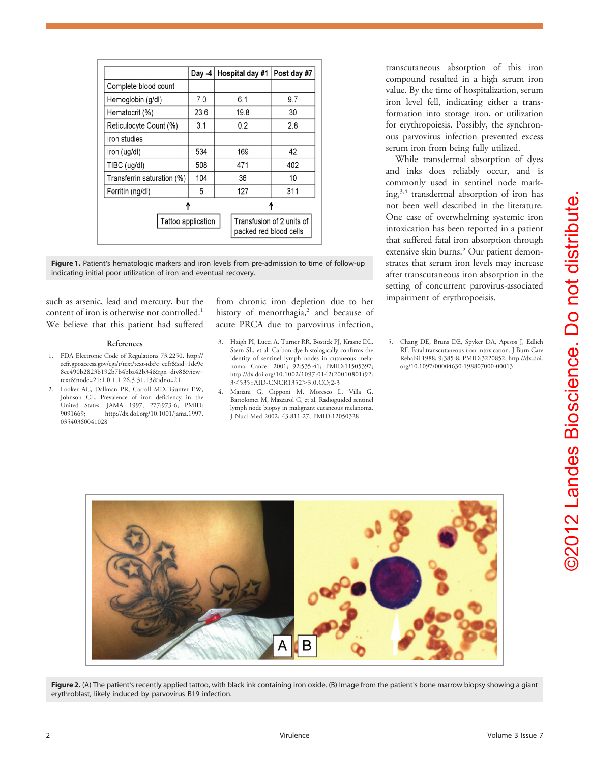| | Day -4 | Hospital day #1 | Post day #7 |
|---|---|---|---|
| Complete blood count | | | |
| Hemoglobin (g/dl) | 7.0 | 6.1 | 9.7 |
| Hematocrit (%) | 23.6 | 19.8 | 30 |
| Reticulocyte Count (%) | 3.1 | 0.2 | 2.8 |
| Iron studies | | | |
| Iron (ug/dl) | 534 | 169 | 42 |
| TIBC (ug/dl) | 508 | 471 | 402 |
| Transferrin saturation (%) | 104 | 36 | 10 |
| Ferritin (ng/dl) | 5 | 127 | 311 |
| | ↑ Tattoo application | ↑ Transfusion of 2 units of packed red blood cells | |

**Figure 1.** Patient's hematologic markers and iron levels from pre-admission to time of follow-up indicating initial poor utilization of iron and eventual recovery.

such as arsenic, lead and mercury, but the content of iron is otherwise not controlled.[1] We believe that this patient had suffered from chronic iron depletion due to her history of menorrhagia,[2] and because of acute PRCA due to parvovirus infection, transcutaneous absorption of this iron compound resulted in a high serum iron value. By the time of hospitalization, serum iron level fell, indicating either a transformation into storage iron, or utilization for erythropoiesis. Possibly, the synchronous parvovirus infection prevented excess serum iron from being fully utilized.

While transdermal absorption of dyes and inks does reliably occur, and is commonly used in sentinel node marking,[3,4] transdermal absorption of iron has not been well described in the literature. One case of overwhelming systemic iron intoxication has been reported in a patient that suffered fatal iron absorption through extensive skin burns.[5] Our patient demonstrates that serum iron levels may increase after transcutaneous iron absorption in the setting of concurrent parovirus-associated impairment of erythropoiesis.

### References

1. FDA Electronic Code of Regulations 73.2250. http://ecfr.gpoaccess.gov/cgi/t/text/text-idx?c=ecfr&sid=1dc9c8cc490b2823b192b7b4bba42b34&rgn=div8&view=text&node=21:1.0.1.1.26.3.31.13&idno=21.
2. Looker AC, Dallman PR, Carroll MD, Gunter EW, Johnson CL. Prevalence of iron deficiency in the United States. JAMA 1997; 277:973-6; PMID: 9091669; http://dx.doi.org/10.1001/jama.1997.03540360041028
3. Haigh PI, Lucci A, Turner RR, Bostick PJ, Krasne DL, Stern SL, et al. Carbon dye histologically confirms the identity of sentinel lymph nodes in cutaneous melanoma. Cancer 2001; 92:535-41; PMID:11505397; http://dx.doi.org/10.1002/1097-0142(20010801)92:3<535::AID-CNCR1352>3.0.CO;2-3
4. Mariani G, Gipponi M, Moresco L, Villa G, Bartolomei M, Mazzarol G, et al. Radioguided sentinel lymph node biopsy in malignant cutaneous melanoma. J Nucl Med 2002; 43:811-27; PMID:12050328
5. Chang DE, Bruns DE, Spyker DA, Apesos J, Edlich RF. Fatal transcutaneous iron intoxication. J Burn Care Rehabil 1988; 9:385-8; PMID:3220852; http://dx.doi.org/10.1097/00004630-198807000-00013

**Figure 2.** (A) The patient's recently applied tattoo, with black ink containing iron oxide. (B) Image from the patient's bone marrow biopsy showing a giant erythroblast, likely induced by parvovirus B19 infection.